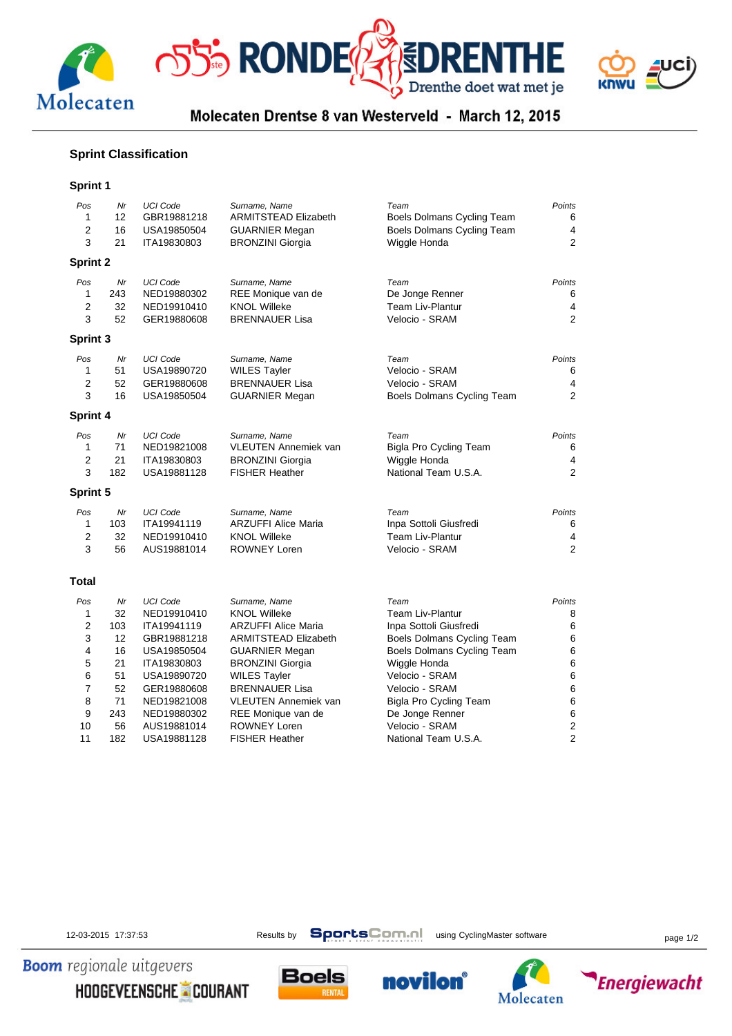# Molecaten Drentse 8 van Westerveld - March 12, 2015

## Sprint Classification

### Sprint 1

| Pos | Nr | UCI Code | Surname, Name | Team | Points |
|---|---|---|---|---|---|
| 1 | 12 | GBR19881218 | ARMITSTEAD Elizabeth | Boels Dolmans Cycling Team | 6 |
| 2 | 16 | USA19850504 | GUARNIER Megan | Boels Dolmans Cycling Team | 4 |
| 3 | 21 | ITA19830803 | BRONZINI Giorgia | Wiggle Honda | 2 |

### Sprint 2

| Pos | Nr | UCI Code | Surname, Name | Team | Points |
|---|---|---|---|---|---|
| 1 | 243 | NED19880302 | REE Monique van de | De Jonge Renner | 6 |
| 2 | 32 | NED19910410 | KNOL Willeke | Team Liv-Plantur | 4 |
| 3 | 52 | GER19880608 | BRENNAUER Lisa | Velocio - SRAM | 2 |

### Sprint 3

| Pos | Nr | UCI Code | Surname, Name | Team | Points |
|---|---|---|---|---|---|
| 1 | 51 | USA19890720 | WILES Tayler | Velocio - SRAM | 6 |
| 2 | 52 | GER19880608 | BRENNAUER Lisa | Velocio - SRAM | 4 |
| 3 | 16 | USA19850504 | GUARNIER Megan | Boels Dolmans Cycling Team | 2 |

### Sprint 4

| Pos | Nr | UCI Code | Surname, Name | Team | Points |
|---|---|---|---|---|---|
| 1 | 71 | NED19821008 | VLEUTEN Annemiek van | Bigla Pro Cycling Team | 6 |
| 2 | 21 | ITA19830803 | BRONZINI Giorgia | Wiggle Honda | 4 |
| 3 | 182 | USA19881128 | FISHER Heather | National Team U.S.A. | 2 |

### Sprint 5

| Pos | Nr | UCI Code | Surname, Name | Team | Points |
|---|---|---|---|---|---|
| 1 | 103 | ITA19941119 | ARZUFFI Alice Maria | Inpa Sottoli Giusfredi | 6 |
| 2 | 32 | NED19910410 | KNOL Willeke | Team Liv-Plantur | 4 |
| 3 | 56 | AUS19881014 | ROWNEY Loren | Velocio - SRAM | 2 |

### Total

| Pos | Nr | UCI Code | Surname, Name | Team | Points |
|---|---|---|---|---|---|
| 1 | 32 | NED19910410 | KNOL Willeke | Team Liv-Plantur | 8 |
| 2 | 103 | ITA19941119 | ARZUFFI Alice Maria | Inpa Sottoli Giusfredi | 6 |
| 3 | 12 | GBR19881218 | ARMITSTEAD Elizabeth | Boels Dolmans Cycling Team | 6 |
| 4 | 16 | USA19850504 | GUARNIER Megan | Boels Dolmans Cycling Team | 6 |
| 5 | 21 | ITA19830803 | BRONZINI Giorgia | Wiggle Honda | 6 |
| 6 | 51 | USA19890720 | WILES Tayler | Velocio - SRAM | 6 |
| 7 | 52 | GER19880608 | BRENNAUER Lisa | Velocio - SRAM | 6 |
| 8 | 71 | NED19821008 | VLEUTEN Annemiek van | Bigla Pro Cycling Team | 6 |
| 9 | 243 | NED19880302 | REE Monique van de | De Jonge Renner | 6 |
| 10 | 56 | AUS19881014 | ROWNEY Loren | Velocio - SRAM | 2 |
| 11 | 182 | USA19881128 | FISHER Heather | National Team U.S.A. | 2 |

12-03-2015 17:37:53 Results by SportsCom.nl using CyclingMaster software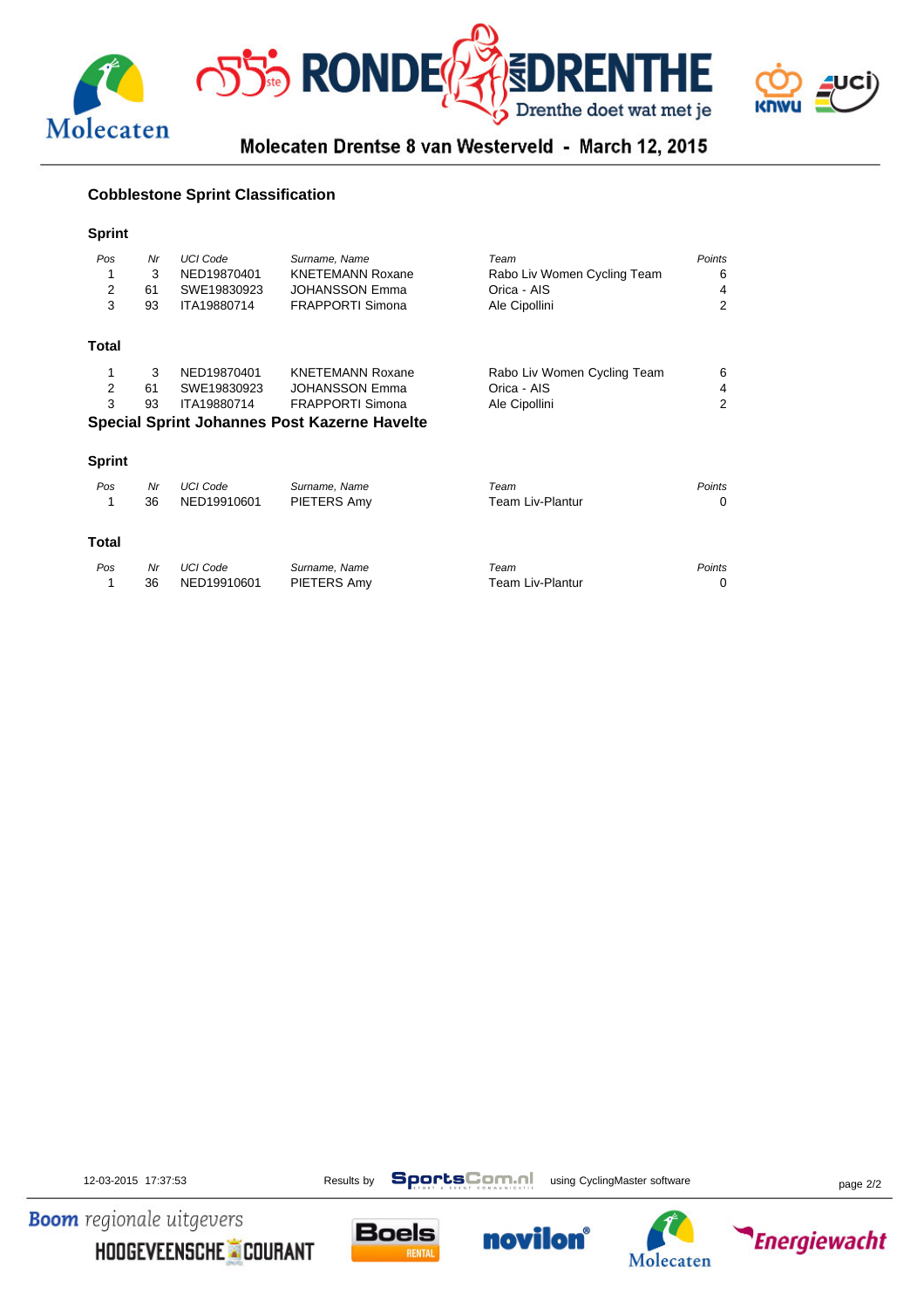Molecaten Drentse 8 van Westerveld - March 12, 2015

## Cobblestone Sprint Classification

### Sprint

| Pos | Nr | UCI Code | Surname, Name | Team | Points |
|---|---|---|---|---|---|
| 1 | 3 | NED19870401 | KNETEMANN Roxane | Rabo Liv Women Cycling Team | 6 |
| 2 | 61 | SWE19830923 | JOHANSSON Emma | Orica - AIS | 4 |
| 3 | 93 | ITA19880714 | FRAPPORTI Simona | Ale Cipollini | 2 |

### Total

| | | | | | |
|---|---|---|---|---|---|
| 1 | 3 | NED19870401 | KNETEMANN Roxane | Rabo Liv Women Cycling Team | 6 |
| 2 | 61 | SWE19830923 | JOHANSSON Emma | Orica - AIS | 4 |
| 3 | 93 | ITA19880714 | FRAPPORTI Simona | Ale Cipollini | 2 |

## Special Sprint Johannes Post Kazerne Havelte

### Sprint

| Pos | Nr | UCI Code | Surname, Name | Team | Points |
|---|---|---|---|---|---|
| 1 | 36 | NED19910601 | PIETERS Amy | Team Liv-Plantur | 0 |

### Total

| Pos | Nr | UCI Code | Surname, Name | Team | Points |
|---|---|---|---|---|---|
| 1 | 36 | NED19910601 | PIETERS Amy | Team Liv-Plantur | 0 |

12-03-2015 17:37:53 Results by SportsCom.nl using CyclingMaster software